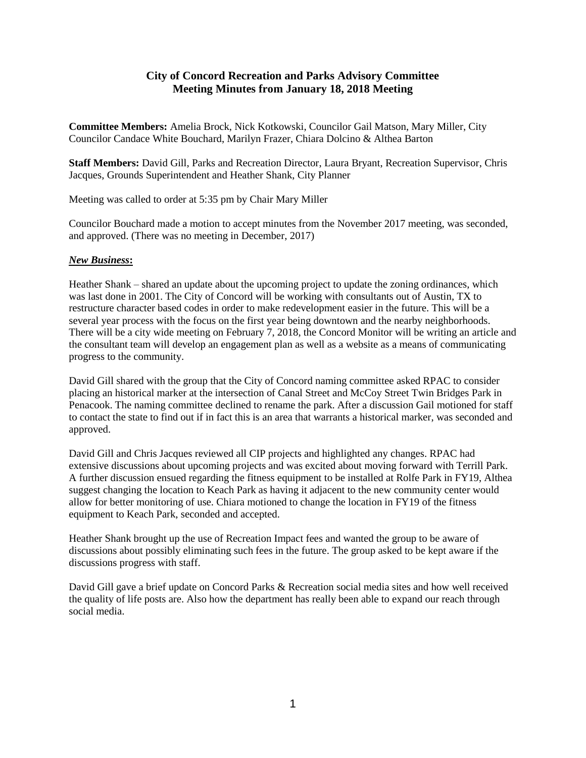# City of Concord Recreation and Parks Advisory Committee
## Meeting Minutes from January 18, 2018 Meeting

**Committee Members:** Amelia Brock, Nick Kotkowski, Councilor Gail Matson, Mary Miller, City Councilor Candace White Bouchard, Marilyn Frazer, Chiara Dolcino & Althea Barton

**Staff Members:** David Gill, Parks and Recreation Director, Laura Bryant, Recreation Supervisor, Chris Jacques, Grounds Superintendent and Heather Shank, City Planner

Meeting was called to order at 5:35 pm by Chair Mary Miller

Councilor Bouchard made a motion to accept minutes from the November 2017 meeting, was seconded, and approved. (There was no meeting in December, 2017)

***New Business*:**

Heather Shank – shared an update about the upcoming project to update the zoning ordinances, which was last done in 2001. The City of Concord will be working with consultants out of Austin, TX to restructure character based codes in order to make redevelopment easier in the future. This will be a several year process with the focus on the first year being downtown and the nearby neighborhoods. There will be a city wide meeting on February 7, 2018, the Concord Monitor will be writing an article and the consultant team will develop an engagement plan as well as a website as a means of communicating progress to the community.

David Gill shared with the group that the City of Concord naming committee asked RPAC to consider placing an historical marker at the intersection of Canal Street and McCoy Street Twin Bridges Park in Penacook. The naming committee declined to rename the park. After a discussion Gail motioned for staff to contact the state to find out if in fact this is an area that warrants a historical marker, was seconded and approved.

David Gill and Chris Jacques reviewed all CIP projects and highlighted any changes. RPAC had extensive discussions about upcoming projects and was excited about moving forward with Terrill Park. A further discussion ensued regarding the fitness equipment to be installed at Rolfe Park in FY19, Althea suggest changing the location to Keach Park as having it adjacent to the new community center would allow for better monitoring of use. Chiara motioned to change the location in FY19 of the fitness equipment to Keach Park, seconded and accepted.

Heather Shank brought up the use of Recreation Impact fees and wanted the group to be aware of discussions about possibly eliminating such fees in the future. The group asked to be kept aware if the discussions progress with staff.

David Gill gave a brief update on Concord Parks & Recreation social media sites and how well received the quality of life posts are. Also how the department has really been able to expand our reach through social media.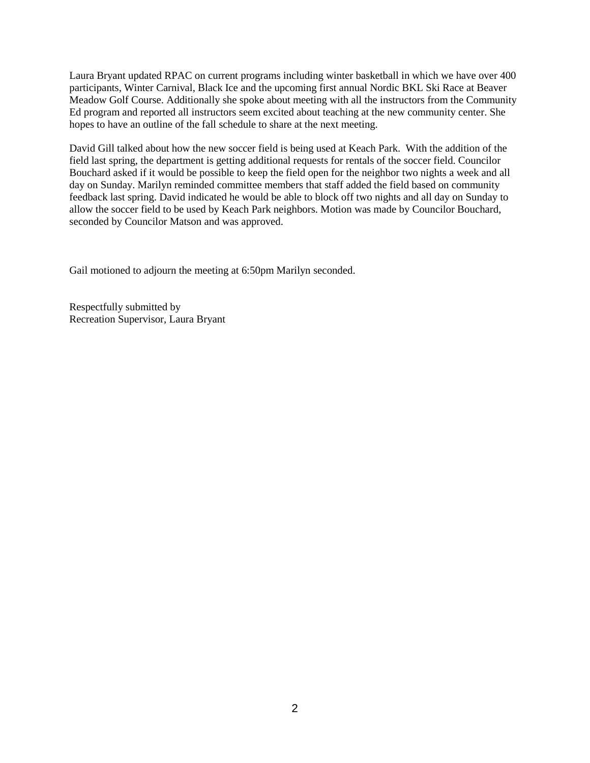Laura Bryant updated RPAC on current programs including winter basketball in which we have over 400 participants, Winter Carnival, Black Ice and the upcoming first annual Nordic BKL Ski Race at Beaver Meadow Golf Course. Additionally she spoke about meeting with all the instructors from the Community Ed program and reported all instructors seem excited about teaching at the new community center. She hopes to have an outline of the fall schedule to share at the next meeting.

David Gill talked about how the new soccer field is being used at Keach Park. With the addition of the field last spring, the department is getting additional requests for rentals of the soccer field. Councilor Bouchard asked if it would be possible to keep the field open for the neighbor two nights a week and all day on Sunday. Marilyn reminded committee members that staff added the field based on community feedback last spring. David indicated he would be able to block off two nights and all day on Sunday to allow the soccer field to be used by Keach Park neighbors. Motion was made by Councilor Bouchard, seconded by Councilor Matson and was approved.

Gail motioned to adjourn the meeting at 6:50pm Marilyn seconded.

Respectfully submitted by
Recreation Supervisor, Laura Bryant